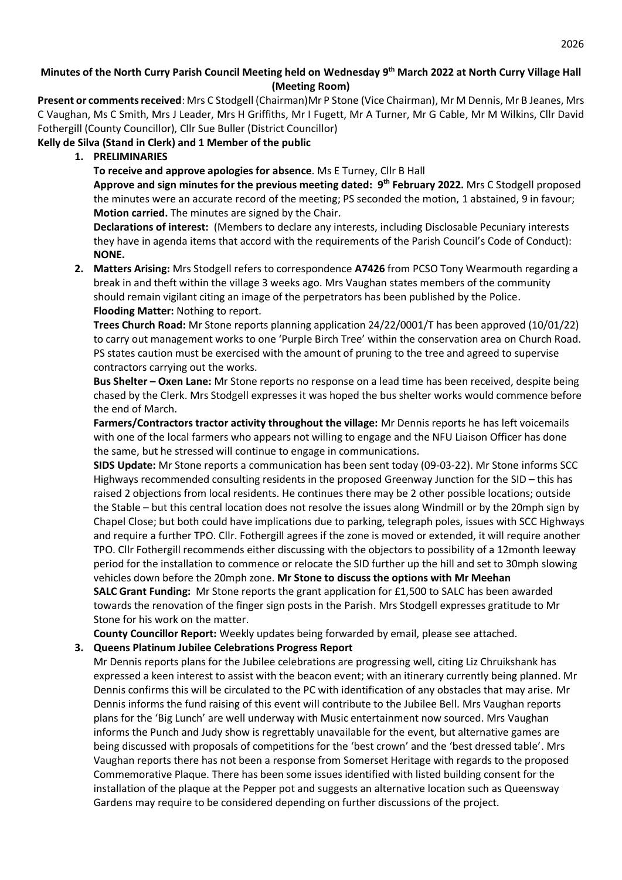# Minutes of the North Curry Parish Council Meeting held on Wednesday 9th March 2022 at North Curry Village Hall (Meeting Room)

**Present or comments received**: Mrs C Stodgell (Chairman)Mr P Stone (Vice Chairman), Mr M Dennis, Mr B Jeanes, Mrs C Vaughan, Ms C Smith, Mrs J Leader, Mrs H Griffiths, Mr I Fugett, Mr A Turner, Mr G Cable, Mr M Wilkins, Cllr David Fothergill (County Councillor), Cllr Sue Buller (District Councillor)

**Kelly de Silva (Stand in Clerk) and 1 Member of the public**

1. **PRELIMINARIES**

   **To receive and approve apologies for absence**. Ms E Turney, Cllr B Hall

   **Approve and sign minutes for the previous meeting dated: 9th February 2022.** Mrs C Stodgell proposed the minutes were an accurate record of the meeting; PS seconded the motion, 1 abstained, 9 in favour; **Motion carried.** The minutes are signed by the Chair.

   **Declarations of interest:** (Members to declare any interests, including Disclosable Pecuniary interests they have in agenda items that accord with the requirements of the Parish Council's Code of Conduct): **NONE.**

2. **Matters Arising:** Mrs Stodgell refers to correspondence **A7426** from PCSO Tony Wearmouth regarding a break in and theft within the village 3 weeks ago. Mrs Vaughan states members of the community should remain vigilant citing an image of the perpetrators has been published by the Police.

   **Flooding Matter:** Nothing to report.

   **Trees Church Road:** Mr Stone reports planning application 24/22/0001/T has been approved (10/01/22) to carry out management works to one 'Purple Birch Tree' within the conservation area on Church Road. PS states caution must be exercised with the amount of pruning to the tree and agreed to supervise contractors carrying out the works.

   **Bus Shelter – Oxen Lane:** Mr Stone reports no response on a lead time has been received, despite being chased by the Clerk. Mrs Stodgell expresses it was hoped the bus shelter works would commence before the end of March.

   **Farmers/Contractors tractor activity throughout the village:** Mr Dennis reports he has left voicemails with one of the local farmers who appears not willing to engage and the NFU Liaison Officer has done the same, but he stressed will continue to engage in communications.

   **SIDS Update:** Mr Stone reports a communication has been sent today (09-03-22). Mr Stone informs SCC Highways recommended consulting residents in the proposed Greenway Junction for the SID – this has raised 2 objections from local residents. He continues there may be 2 other possible locations; outside the Stable – but this central location does not resolve the issues along Windmill or by the 20mph sign by Chapel Close; but both could have implications due to parking, telegraph poles, issues with SCC Highways and require a further TPO. Cllr. Fothergill agrees if the zone is moved or extended, it will require another TPO. Cllr Fothergill recommends either discussing with the objectors to possibility of a 12month leeway period for the installation to commence or relocate the SID further up the hill and set to 30mph slowing vehicles down before the 20mph zone. **Mr Stone to discuss the options with Mr Meehan**

   **SALC Grant Funding:** Mr Stone reports the grant application for £1,500 to SALC has been awarded towards the renovation of the finger sign posts in the Parish. Mrs Stodgell expresses gratitude to Mr Stone for his work on the matter.

   **County Councillor Report:** Weekly updates being forwarded by email, please see attached.

3. **Queens Platinum Jubilee Celebrations Progress Report**

   Mr Dennis reports plans for the Jubilee celebrations are progressing well, citing Liz Chruikshank has expressed a keen interest to assist with the beacon event; with an itinerary currently being planned. Mr Dennis confirms this will be circulated to the PC with identification of any obstacles that may arise. Mr Dennis informs the fund raising of this event will contribute to the Jubilee Bell. Mrs Vaughan reports plans for the 'Big Lunch' are well underway with Music entertainment now sourced. Mrs Vaughan informs the Punch and Judy show is regrettably unavailable for the event, but alternative games are being discussed with proposals of competitions for the 'best crown' and the 'best dressed table'. Mrs Vaughan reports there has not been a response from Somerset Heritage with regards to the proposed Commemorative Plaque. There has been some issues identified with listed building consent for the installation of the plaque at the Pepper pot and suggests an alternative location such as Queensway Gardens may require to be considered depending on further discussions of the project.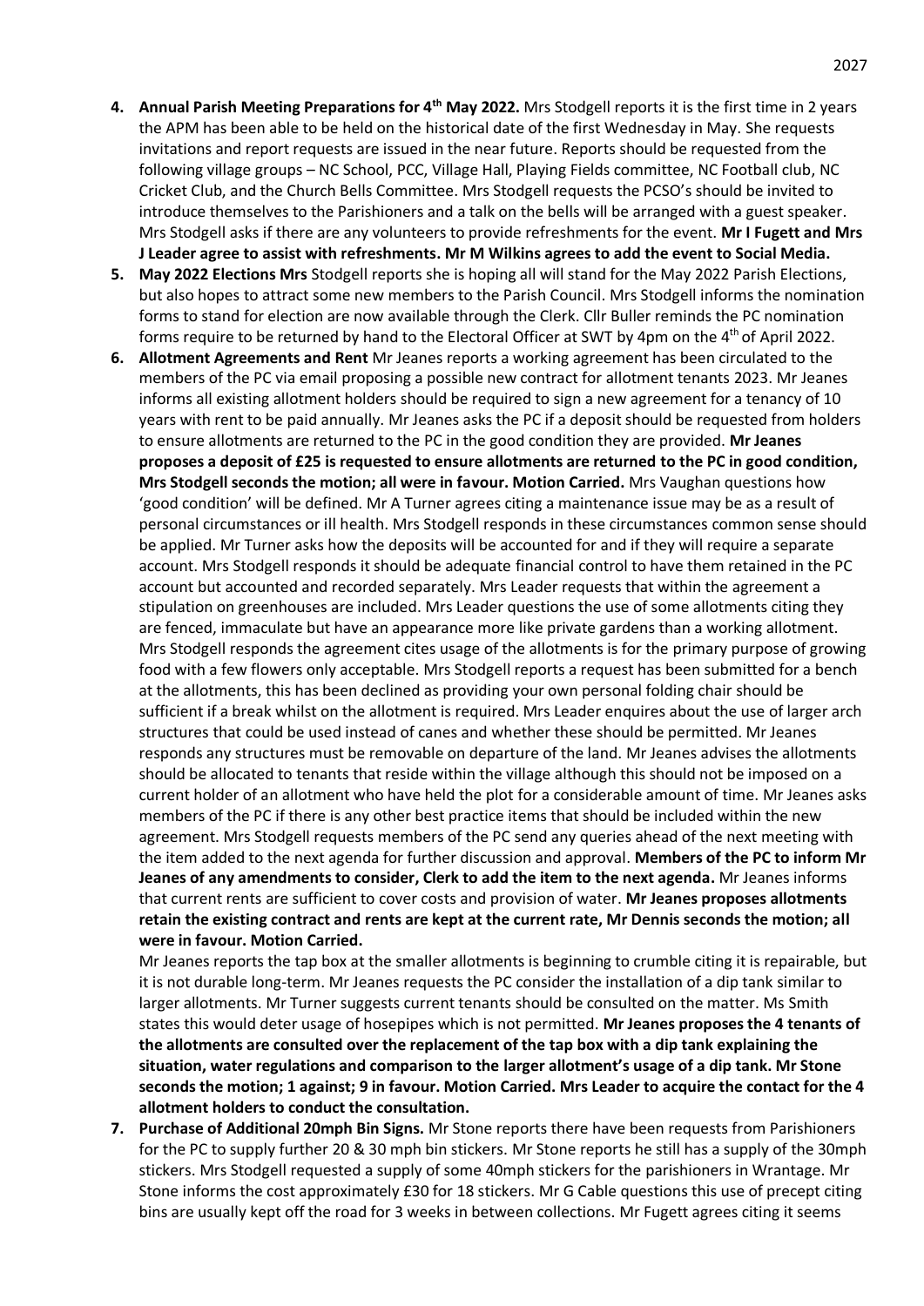4. **Annual Parish Meeting Preparations for 4th May 2022.** Mrs Stodgell reports it is the first time in 2 years the APM has been able to be held on the historical date of the first Wednesday in May. She requests invitations and report requests are issued in the near future. Reports should be requested from the following village groups – NC School, PCC, Village Hall, Playing Fields committee, NC Football club, NC Cricket Club, and the Church Bells Committee. Mrs Stodgell requests the PCSO's should be invited to introduce themselves to the Parishioners and a talk on the bells will be arranged with a guest speaker. Mrs Stodgell asks if there are any volunteers to provide refreshments for the event. **Mr I Fugett and Mrs J Leader agree to assist with refreshments. Mr M Wilkins agrees to add the event to Social Media.**

5. **May 2022 Elections Mrs** Stodgell reports she is hoping all will stand for the May 2022 Parish Elections, but also hopes to attract some new members to the Parish Council. Mrs Stodgell informs the nomination forms to stand for election are now available through the Clerk. Cllr Buller reminds the PC nomination forms require to be returned by hand to the Electoral Officer at SWT by 4pm on the 4th of April 2022.

6. **Allotment Agreements and Rent** Mr Jeanes reports a working agreement has been circulated to the members of the PC via email proposing a possible new contract for allotment tenants 2023. Mr Jeanes informs all existing allotment holders should be required to sign a new agreement for a tenancy of 10 years with rent to be paid annually. Mr Jeanes asks the PC if a deposit should be requested from holders to ensure allotments are returned to the PC in the good condition they are provided. **Mr Jeanes proposes a deposit of £25 is requested to ensure allotments are returned to the PC in good condition, Mrs Stodgell seconds the motion; all were in favour. Motion Carried.** Mrs Vaughan questions how 'good condition' will be defined. Mr A Turner agrees citing a maintenance issue may be as a result of personal circumstances or ill health. Mrs Stodgell responds in these circumstances common sense should be applied. Mr Turner asks how the deposits will be accounted for and if they will require a separate account. Mrs Stodgell responds it should be adequate financial control to have them retained in the PC account but accounted and recorded separately. Mrs Leader requests that within the agreement a stipulation on greenhouses are included. Mrs Leader questions the use of some allotments citing they are fenced, immaculate but have an appearance more like private gardens than a working allotment. Mrs Stodgell responds the agreement cites usage of the allotments is for the primary purpose of growing food with a few flowers only acceptable. Mrs Stodgell reports a request has been submitted for a bench at the allotments, this has been declined as providing your own personal folding chair should be sufficient if a break whilst on the allotment is required. Mrs Leader enquires about the use of larger arch structures that could be used instead of canes and whether these should be permitted. Mr Jeanes responds any structures must be removable on departure of the land. Mr Jeanes advises the allotments should be allocated to tenants that reside within the village although this should not be imposed on a current holder of an allotment who have held the plot for a considerable amount of time. Mr Jeanes asks members of the PC if there is any other best practice items that should be included within the new agreement. Mrs Stodgell requests members of the PC send any queries ahead of the next meeting with the item added to the next agenda for further discussion and approval. **Members of the PC to inform Mr Jeanes of any amendments to consider, Clerk to add the item to the next agenda.** Mr Jeanes informs that current rents are sufficient to cover costs and provision of water. **Mr Jeanes proposes allotments retain the existing contract and rents are kept at the current rate, Mr Dennis seconds the motion; all were in favour. Motion Carried.**

   Mr Jeanes reports the tap box at the smaller allotments is beginning to crumble citing it is repairable, but it is not durable long-term. Mr Jeanes requests the PC consider the installation of a dip tank similar to larger allotments. Mr Turner suggests current tenants should be consulted on the matter. Ms Smith states this would deter usage of hosepipes which is not permitted. **Mr Jeanes proposes the 4 tenants of the allotments are consulted over the replacement of the tap box with a dip tank explaining the situation, water regulations and comparison to the larger allotment's usage of a dip tank. Mr Stone seconds the motion; 1 against; 9 in favour. Motion Carried. Mrs Leader to acquire the contact for the 4 allotment holders to conduct the consultation.**

7. **Purchase of Additional 20mph Bin Signs.** Mr Stone reports there have been requests from Parishioners for the PC to supply further 20 & 30 mph bin stickers. Mr Stone reports he still has a supply of the 30mph stickers. Mrs Stodgell requested a supply of some 40mph stickers for the parishioners in Wrantage. Mr Stone informs the cost approximately £30 for 18 stickers. Mr G Cable questions this use of precept citing bins are usually kept off the road for 3 weeks in between collections. Mr Fugett agrees citing it seems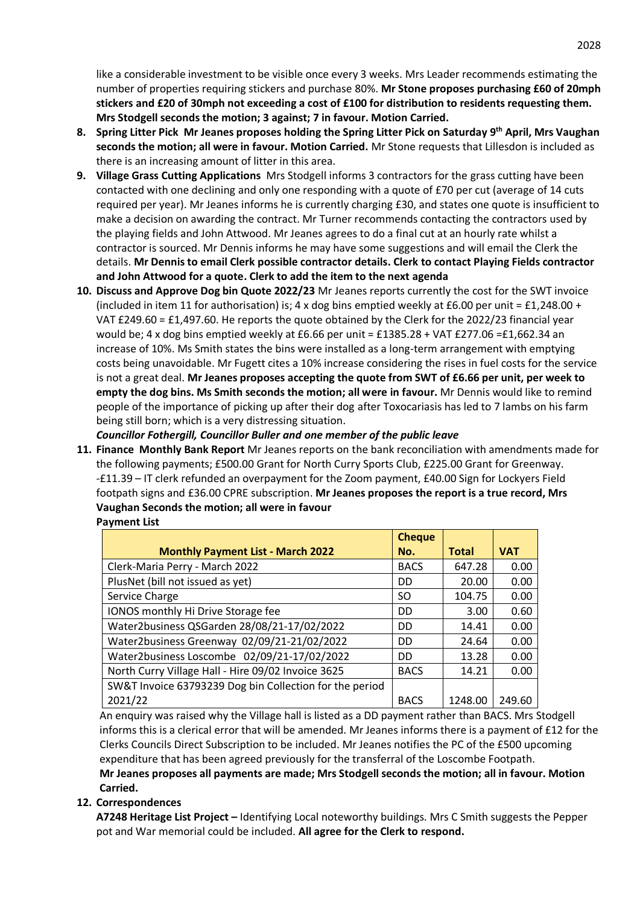like a considerable investment to be visible once every 3 weeks. Mrs Leader recommends estimating the number of properties requiring stickers and purchase 80%. **Mr Stone proposes purchasing £60 of 20mph stickers and £20 of 30mph not exceeding a cost of £100 for distribution to residents requesting them. Mrs Stodgell seconds the motion; 3 against; 7 in favour. Motion Carried.**

8. **Spring Litter Pick Mr Jeanes proposes holding the Spring Litter Pick on Saturday 9th April, Mrs Vaughan seconds the motion; all were in favour. Motion Carried.** Mr Stone requests that Lillesdon is included as there is an increasing amount of litter in this area.
9. **Village Grass Cutting Applications** Mrs Stodgell informs 3 contractors for the grass cutting have been contacted with one declining and only one responding with a quote of £70 per cut (average of 14 cuts required per year). Mr Jeanes informs he is currently charging £30, and states one quote is insufficient to make a decision on awarding the contract. Mr Turner recommends contacting the contractors used by the playing fields and John Attwood. Mr Jeanes agrees to do a final cut at an hourly rate whilst a contractor is sourced. Mr Dennis informs he may have some suggestions and will email the Clerk the details. **Mr Dennis to email Clerk possible contractor details. Clerk to contact Playing Fields contractor and John Attwood for a quote. Clerk to add the item to the next agenda**
10. **Discuss and Approve Dog bin Quote 2022/23** Mr Jeanes reports currently the cost for the SWT invoice (included in item 11 for authorisation) is; 4 x dog bins emptied weekly at £6.00 per unit = £1,248.00 + VAT £249.60 = £1,497.60. He reports the quote obtained by the Clerk for the 2022/23 financial year would be; 4 x dog bins emptied weekly at £6.66 per unit = £1385.28 + VAT £277.06 =£1,662.34 an increase of 10%. Ms Smith states the bins were installed as a long-term arrangement with emptying costs being unavoidable. Mr Fugett cites a 10% increase considering the rises in fuel costs for the service is not a great deal. **Mr Jeanes proposes accepting the quote from SWT of £6.66 per unit, per week to empty the dog bins. Ms Smith seconds the motion; all were in favour.** Mr Dennis would like to remind people of the importance of picking up after their dog after Toxocariasis has led to 7 lambs on his farm being still born; which is a very distressing situation.

    ***Councillor Fothergill, Councillor Buller and one member of the public leave***

11. **Finance Monthly Bank Report** Mr Jeanes reports on the bank reconciliation with amendments made for the following payments; £500.00 Grant for North Curry Sports Club, £225.00 Grant for Greenway. -£11.39 – IT clerk refunded an overpayment for the Zoom payment, £40.00 Sign for Lockyers Field footpath signs and £36.00 CPRE subscription. **Mr Jeanes proposes the report is a true record, Mrs Vaughan Seconds the motion; all were in favour**

    **Payment List**

| Monthly Payment List - March 2022 | Cheque No. | Total | VAT |
|---|---|---|---|
| Clerk-Maria Perry - March 2022 | BACS | 647.28 | 0.00 |
| PlusNet (bill not issued as yet) | DD | 20.00 | 0.00 |
| Service Charge | SO | 104.75 | 0.00 |
| IONOS monthly Hi Drive Storage fee | DD | 3.00 | 0.60 |
| Water2business QSGarden 28/08/21-17/02/2022 | DD | 14.41 | 0.00 |
| Water2business Greenway 02/09/21-21/02/2022 | DD | 24.64 | 0.00 |
| Water2business Loscombe 02/09/21-17/02/2022 | DD | 13.28 | 0.00 |
| North Curry Village Hall - Hire 09/02 Invoice 3625 | BACS | 14.21 | 0.00 |
| SW&T Invoice 63793239 Dog bin Collection for the period 2021/22 | BACS | 1248.00 | 249.60 |

An enquiry was raised why the Village hall is listed as a DD payment rather than BACS. Mrs Stodgell informs this is a clerical error that will be amended. Mr Jeanes informs there is a payment of £12 for the Clerks Councils Direct Subscription to be included. Mr Jeanes notifies the PC of the £500 upcoming expenditure that has been agreed previously for the transferral of the Loscombe Footpath.

**Mr Jeanes proposes all payments are made; Mrs Stodgell seconds the motion; all in favour. Motion Carried.**

12. **Correspondences**

    **A7248 Heritage List Project –** Identifying Local noteworthy buildings. Mrs C Smith suggests the Pepper pot and War memorial could be included. **All agree for the Clerk to respond.**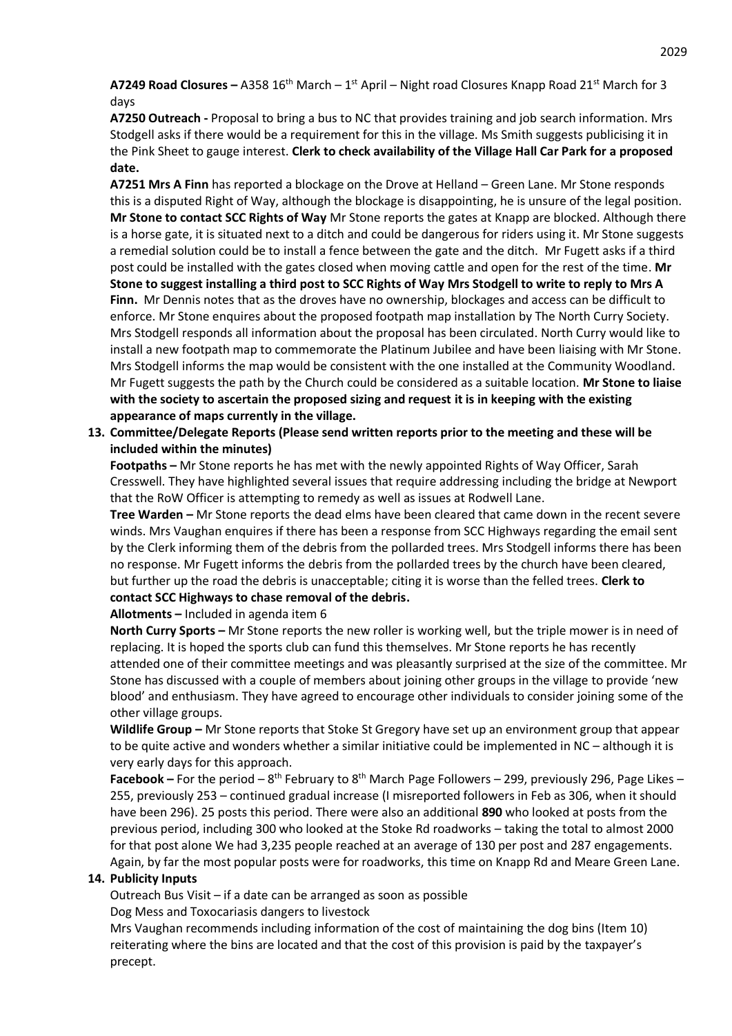**A7249 Road Closures –** A358 16th March – 1st April – Night road Closures Knapp Road 21st March for 3 days

**A7250 Outreach -** Proposal to bring a bus to NC that provides training and job search information. Mrs Stodgell asks if there would be a requirement for this in the village. Ms Smith suggests publicising it in the Pink Sheet to gauge interest. **Clerk to check availability of the Village Hall Car Park for a proposed date.**

**A7251 Mrs A Finn** has reported a blockage on the Drove at Helland – Green Lane. Mr Stone responds this is a disputed Right of Way, although the blockage is disappointing, he is unsure of the legal position. **Mr Stone to contact SCC Rights of Way** Mr Stone reports the gates at Knapp are blocked. Although there is a horse gate, it is situated next to a ditch and could be dangerous for riders using it. Mr Stone suggests a remedial solution could be to install a fence between the gate and the ditch. Mr Fugett asks if a third post could be installed with the gates closed when moving cattle and open for the rest of the time. **Mr Stone to suggest installing a third post to SCC Rights of Way Mrs Stodgell to write to reply to Mrs A Finn.** Mr Dennis notes that as the droves have no ownership, blockages and access can be difficult to enforce. Mr Stone enquires about the proposed footpath map installation by The North Curry Society. Mrs Stodgell responds all information about the proposal has been circulated. North Curry would like to install a new footpath map to commemorate the Platinum Jubilee and have been liaising with Mr Stone. Mrs Stodgell informs the map would be consistent with the one installed at the Community Woodland. Mr Fugett suggests the path by the Church could be considered as a suitable location. **Mr Stone to liaise with the society to ascertain the proposed sizing and request it is in keeping with the existing appearance of maps currently in the village.**

## 13. Committee/Delegate Reports (Please send written reports prior to the meeting and these will be included within the minutes)

**Footpaths –** Mr Stone reports he has met with the newly appointed Rights of Way Officer, Sarah Cresswell. They have highlighted several issues that require addressing including the bridge at Newport that the RoW Officer is attempting to remedy as well as issues at Rodwell Lane.

**Tree Warden –** Mr Stone reports the dead elms have been cleared that came down in the recent severe winds. Mrs Vaughan enquires if there has been a response from SCC Highways regarding the email sent by the Clerk informing them of the debris from the pollarded trees. Mrs Stodgell informs there has been no response. Mr Fugett informs the debris from the pollarded trees by the church have been cleared, but further up the road the debris is unacceptable; citing it is worse than the felled trees. **Clerk to contact SCC Highways to chase removal of the debris.**

**Allotments –** Included in agenda item 6

**North Curry Sports –** Mr Stone reports the new roller is working well, but the triple mower is in need of replacing. It is hoped the sports club can fund this themselves. Mr Stone reports he has recently attended one of their committee meetings and was pleasantly surprised at the size of the committee. Mr Stone has discussed with a couple of members about joining other groups in the village to provide 'new blood' and enthusiasm. They have agreed to encourage other individuals to consider joining some of the other village groups.

**Wildlife Group –** Mr Stone reports that Stoke St Gregory have set up an environment group that appear to be quite active and wonders whether a similar initiative could be implemented in NC – although it is very early days for this approach.

**Facebook –** For the period – 8th February to 8th March Page Followers – 299, previously 296, Page Likes – 255, previously 253 – continued gradual increase (I misreported followers in Feb as 306, when it should have been 296). 25 posts this period. There were also an additional **890** who looked at posts from the previous period, including 300 who looked at the Stoke Rd roadworks – taking the total to almost 2000 for that post alone We had 3,235 people reached at an average of 130 per post and 287 engagements. Again, by far the most popular posts were for roadworks, this time on Knapp Rd and Meare Green Lane.

## 14. Publicity Inputs

Outreach Bus Visit – if a date can be arranged as soon as possible

Dog Mess and Toxocariasis dangers to livestock

Mrs Vaughan recommends including information of the cost of maintaining the dog bins (Item 10) reiterating where the bins are located and that the cost of this provision is paid by the taxpayer's precept.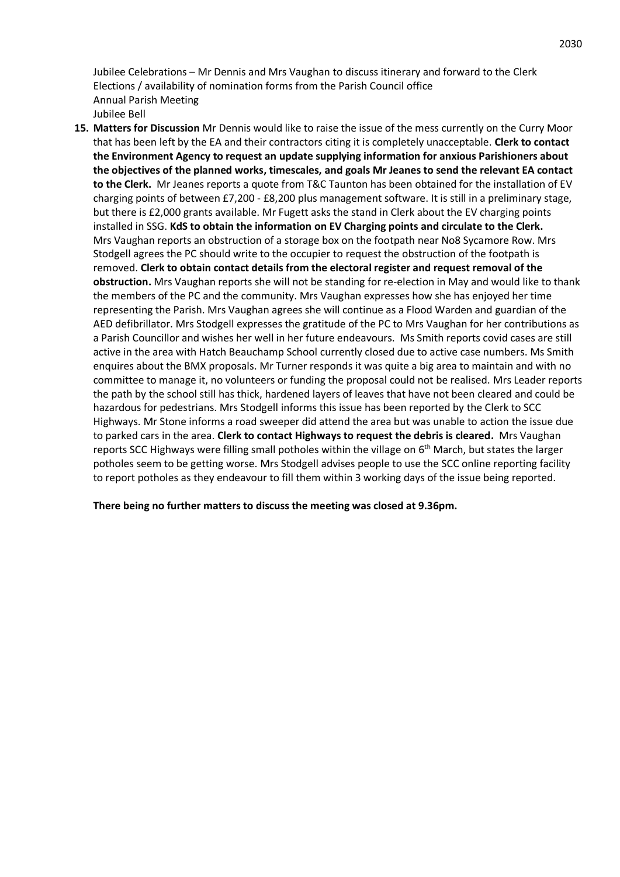Jubilee Celebrations – Mr Dennis and Mrs Vaughan to discuss itinerary and forward to the Clerk
Elections / availability of nomination forms from the Parish Council office
Annual Parish Meeting
Jubilee Bell

15. **Matters for Discussion** Mr Dennis would like to raise the issue of the mess currently on the Curry Moor that has been left by the EA and their contractors citing it is completely unacceptable. **Clerk to contact the Environment Agency to request an update supplying information for anxious Parishioners about the objectives of the planned works, timescales, and goals Mr Jeanes to send the relevant EA contact to the Clerk.** Mr Jeanes reports a quote from T&C Taunton has been obtained for the installation of EV charging points of between £7,200 - £8,200 plus management software. It is still in a preliminary stage, but there is £2,000 grants available. Mr Fugett asks the stand in Clerk about the EV charging points installed in SSG. **KdS to obtain the information on EV Charging points and circulate to the Clerk.** Mrs Vaughan reports an obstruction of a storage box on the footpath near No8 Sycamore Row. Mrs Stodgell agrees the PC should write to the occupier to request the obstruction of the footpath is removed. **Clerk to obtain contact details from the electoral register and request removal of the obstruction.** Mrs Vaughan reports she will not be standing for re-election in May and would like to thank the members of the PC and the community. Mrs Vaughan expresses how she has enjoyed her time representing the Parish. Mrs Vaughan agrees she will continue as a Flood Warden and guardian of the AED defibrillator. Mrs Stodgell expresses the gratitude of the PC to Mrs Vaughan for her contributions as a Parish Councillor and wishes her well in her future endeavours. Ms Smith reports covid cases are still active in the area with Hatch Beauchamp School currently closed due to active case numbers. Ms Smith enquires about the BMX proposals. Mr Turner responds it was quite a big area to maintain and with no committee to manage it, no volunteers or funding the proposal could not be realised. Mrs Leader reports the path by the school still has thick, hardened layers of leaves that have not been cleared and could be hazardous for pedestrians. Mrs Stodgell informs this issue has been reported by the Clerk to SCC Highways. Mr Stone informs a road sweeper did attend the area but was unable to action the issue due to parked cars in the area. **Clerk to contact Highways to request the debris is cleared.** Mrs Vaughan reports SCC Highways were filling small potholes within the village on 6th March, but states the larger potholes seem to be getting worse. Mrs Stodgell advises people to use the SCC online reporting facility to report potholes as they endeavour to fill them within 3 working days of the issue being reported.

**There being no further matters to discuss the meeting was closed at 9.36pm.**